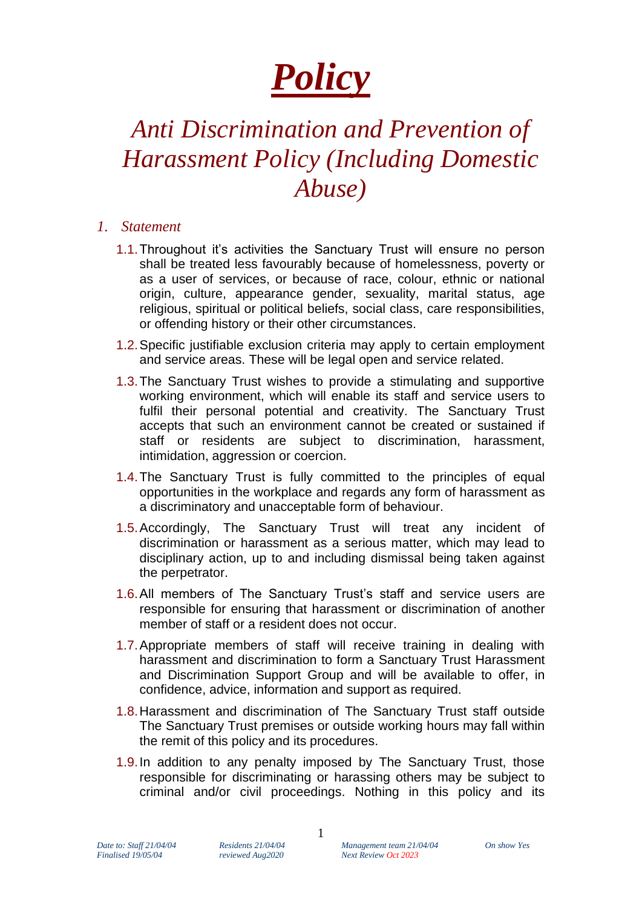# *Policy*

## *Anti Discrimination and Prevention of Harassment Policy (Including Domestic Abuse)*

### *1. Statement*

1.1. Throughout it's activities the Sanctuary Trust will ensure no person shall be treated less favourably because of homelessness, poverty or as a user of services, or because of race, colour, ethnic or national origin, culture, appearance gender, sexuality, marital status, age religious, spiritual or political beliefs, social class, care responsibilities, or offending history or their other circumstances.

1.2. Specific justifiable exclusion criteria may apply to certain employment and service areas. These will be legal open and service related.

1.3. The Sanctuary Trust wishes to provide a stimulating and supportive working environment, which will enable its staff and service users to fulfil their personal potential and creativity. The Sanctuary Trust accepts that such an environment cannot be created or sustained if staff or residents are subject to discrimination, harassment, intimidation, aggression or coercion.

1.4. The Sanctuary Trust is fully committed to the principles of equal opportunities in the workplace and regards any form of harassment as a discriminatory and unacceptable form of behaviour.

1.5. Accordingly, The Sanctuary Trust will treat any incident of discrimination or harassment as a serious matter, which may lead to disciplinary action, up to and including dismissal being taken against the perpetrator.

1.6. All members of The Sanctuary Trust's staff and service users are responsible for ensuring that harassment or discrimination of another member of staff or a resident does not occur.

1.7. Appropriate members of staff will receive training in dealing with harassment and discrimination to form a Sanctuary Trust Harassment and Discrimination Support Group and will be available to offer, in confidence, advice, information and support as required.

1.8. Harassment and discrimination of The Sanctuary Trust staff outside The Sanctuary Trust premises or outside working hours may fall within the remit of this policy and its procedures.

1.9. In addition to any penalty imposed by The Sanctuary Trust, those responsible for discriminating or harassing others may be subject to criminal and/or civil proceedings. Nothing in this policy and its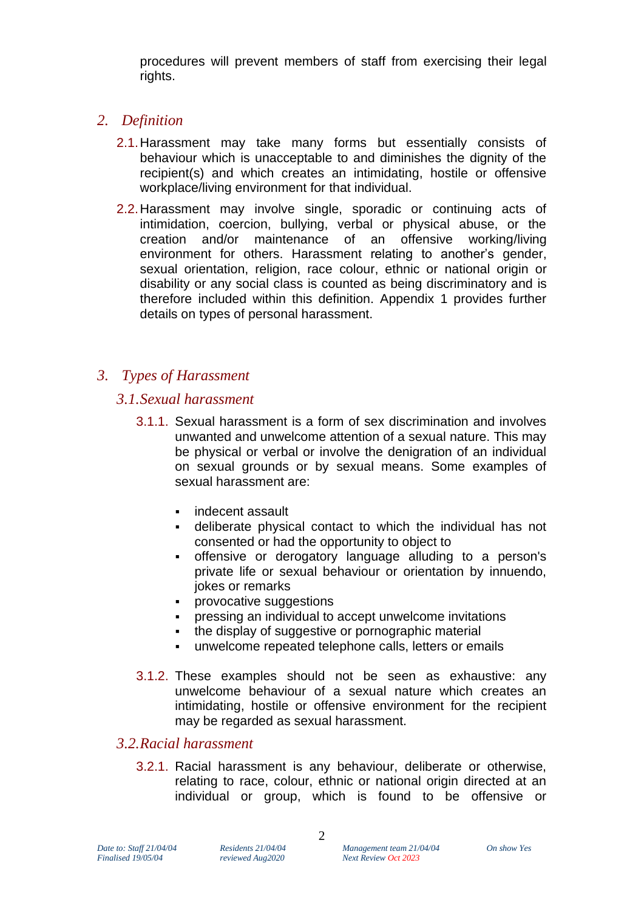procedures will prevent members of staff from exercising their legal rights.

## 2. *Definition*

2.1. Harassment may take many forms but essentially consists of behaviour which is unacceptable to and diminishes the dignity of the recipient(s) and which creates an intimidating, hostile or offensive workplace/living environment for that individual.

2.2. Harassment may involve single, sporadic or continuing acts of intimidation, coercion, bullying, verbal or physical abuse, or the creation and/or maintenance of an offensive working/living environment for others. Harassment relating to another's gender, sexual orientation, religion, race colour, ethnic or national origin or disability or any social class is counted as being discriminatory and is therefore included within this definition. Appendix 1 provides further details on types of personal harassment.

## 3. *Types of Harassment*

### 3.1. *Sexual harassment*

3.1.1. Sexual harassment is a form of sex discrimination and involves unwanted and unwelcome attention of a sexual nature. This may be physical or verbal or involve the denigration of an individual on sexual grounds or by sexual means. Some examples of sexual harassment are:

- indecent assault
- deliberate physical contact to which the individual has not consented or had the opportunity to object to
- offensive or derogatory language alluding to a person's private life or sexual behaviour or orientation by innuendo, jokes or remarks
- provocative suggestions
- pressing an individual to accept unwelcome invitations
- the display of suggestive or pornographic material
- unwelcome repeated telephone calls, letters or emails

3.1.2. These examples should not be seen as exhaustive: any unwelcome behaviour of a sexual nature which creates an intimidating, hostile or offensive environment for the recipient may be regarded as sexual harassment.

### 3.2. *Racial harassment*

3.2.1. Racial harassment is any behaviour, deliberate or otherwise, relating to race, colour, ethnic or national origin directed at an individual or group, which is found to be offensive or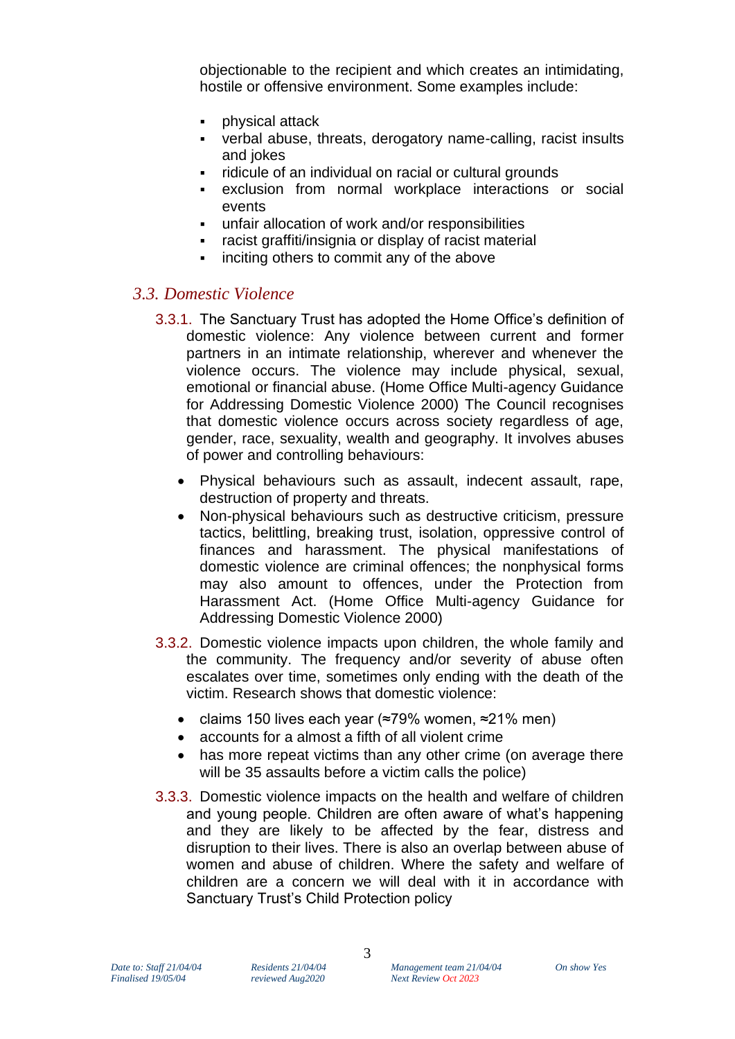objectionable to the recipient and which creates an intimidating, hostile or offensive environment. Some examples include:

- physical attack
- verbal abuse, threats, derogatory name-calling, racist insults and jokes
- ridicule of an individual on racial or cultural grounds
- exclusion from normal workplace interactions or social events
- unfair allocation of work and/or responsibilities
- racist graffiti/insignia or display of racist material
- inciting others to commit any of the above

### *3.3. Domestic Violence*

3.3.1. The Sanctuary Trust has adopted the Home Office's definition of domestic violence: Any violence between current and former partners in an intimate relationship, wherever and whenever the violence occurs. The violence may include physical, sexual, emotional or financial abuse. (Home Office Multi-agency Guidance for Addressing Domestic Violence 2000) The Council recognises that domestic violence occurs across society regardless of age, gender, race, sexuality, wealth and geography. It involves abuses of power and controlling behaviours:

- Physical behaviours such as assault, indecent assault, rape, destruction of property and threats.
- Non-physical behaviours such as destructive criticism, pressure tactics, belittling, breaking trust, isolation, oppressive control of finances and harassment. The physical manifestations of domestic violence are criminal offences; the nonphysical forms may also amount to offences, under the Protection from Harassment Act. (Home Office Multi-agency Guidance for Addressing Domestic Violence 2000)

3.3.2. Domestic violence impacts upon children, the whole family and the community. The frequency and/or severity of abuse often escalates over time, sometimes only ending with the death of the victim. Research shows that domestic violence:

- claims 150 lives each year (≈79% women, ≈21% men)
- accounts for a almost a fifth of all violent crime
- has more repeat victims than any other crime (on average there will be 35 assaults before a victim calls the police)

3.3.3. Domestic violence impacts on the health and welfare of children and young people. Children are often aware of what's happening and they are likely to be affected by the fear, distress and disruption to their lives. There is also an overlap between abuse of women and abuse of children. Where the safety and welfare of children are a concern we will deal with it in accordance with Sanctuary Trust's Child Protection policy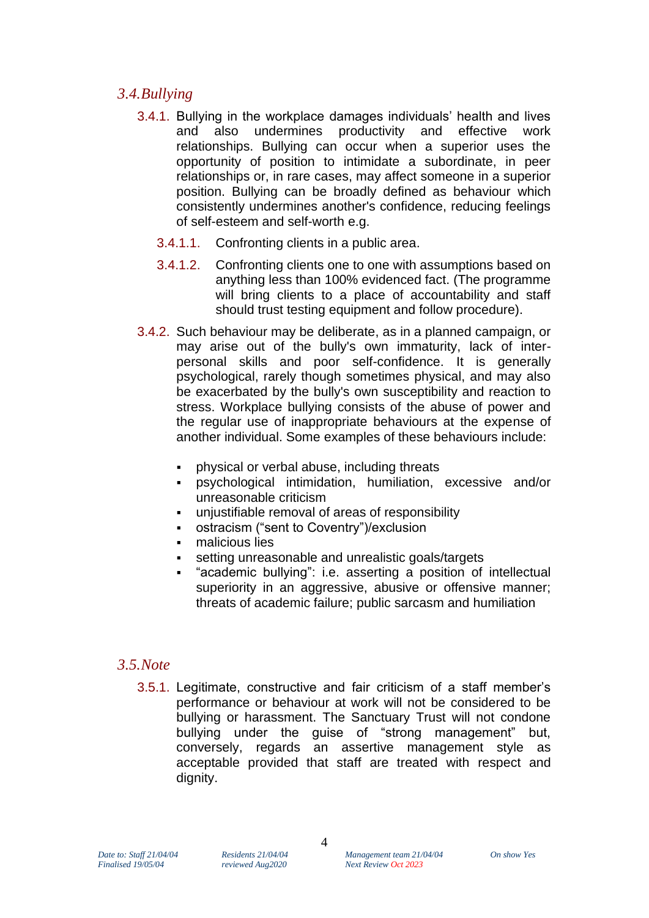## 3.4. Bullying

3.4.1. Bullying in the workplace damages individuals' health and lives and also undermines productivity and effective work relationships. Bullying can occur when a superior uses the opportunity of position to intimidate a subordinate, in peer relationships or, in rare cases, may affect someone in a superior position. Bullying can be broadly defined as behaviour which consistently undermines another's confidence, reducing feelings of self-esteem and self-worth e.g.

3.4.1.1. Confronting clients in a public area.

3.4.1.2. Confronting clients one to one with assumptions based on anything less than 100% evidenced fact. (The programme will bring clients to a place of accountability and staff should trust testing equipment and follow procedure).

3.4.2. Such behaviour may be deliberate, as in a planned campaign, or may arise out of the bully's own immaturity, lack of inter-personal skills and poor self-confidence. It is generally psychological, rarely though sometimes physical, and may also be exacerbated by the bully's own susceptibility and reaction to stress. Workplace bullying consists of the abuse of power and the regular use of inappropriate behaviours at the expense of another individual. Some examples of these behaviours include:

- physical or verbal abuse, including threats
- psychological intimidation, humiliation, excessive and/or unreasonable criticism
- unjustifiable removal of areas of responsibility
- ostracism ("sent to Coventry")/exclusion
- malicious lies
- setting unreasonable and unrealistic goals/targets
- "academic bullying": i.e. asserting a position of intellectual superiority in an aggressive, abusive or offensive manner; threats of academic failure; public sarcasm and humiliation

## 3.5. Note

3.5.1. Legitimate, constructive and fair criticism of a staff member's performance or behaviour at work will not be considered to be bullying or harassment. The Sanctuary Trust will not condone bullying under the guise of "strong management" but, conversely, regards an assertive management style as acceptable provided that staff are treated with respect and dignity.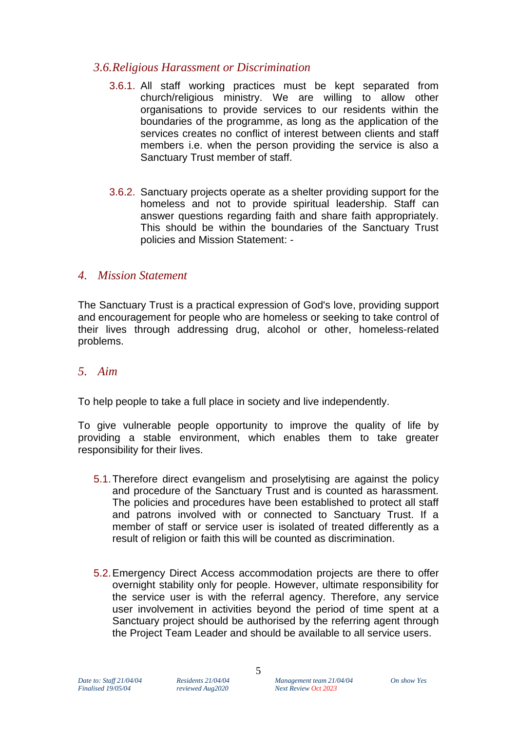### 3.6. Religious Harassment or Discrimination

3.6.1. All staff working practices must be kept separated from church/religious ministry. We are willing to allow other organisations to provide services to our residents within the boundaries of the programme, as long as the application of the services creates no conflict of interest between clients and staff members i.e. when the person providing the service is also a Sanctuary Trust member of staff.

3.6.2. Sanctuary projects operate as a shelter providing support for the homeless and not to provide spiritual leadership. Staff can answer questions regarding faith and share faith appropriately. This should be within the boundaries of the Sanctuary Trust policies and Mission Statement: -

## 4. Mission Statement

The Sanctuary Trust is a practical expression of God's love, providing support and encouragement for people who are homeless or seeking to take control of their lives through addressing drug, alcohol or other, homeless-related problems.

## 5. Aim

To help people to take a full place in society and live independently.

To give vulnerable people opportunity to improve the quality of life by providing a stable environment, which enables them to take greater responsibility for their lives.

5.1. Therefore direct evangelism and proselytising are against the policy and procedure of the Sanctuary Trust and is counted as harassment. The policies and procedures have been established to protect all staff and patrons involved with or connected to Sanctuary Trust. If a member of staff or service user is isolated of treated differently as a result of religion or faith this will be counted as discrimination.

5.2. Emergency Direct Access accommodation projects are there to offer overnight stability only for people. However, ultimate responsibility for the service user is with the referral agency. Therefore, any service user involvement in activities beyond the period of time spent at a Sanctuary project should be authorised by the referring agent through the Project Team Leader and should be available to all service users.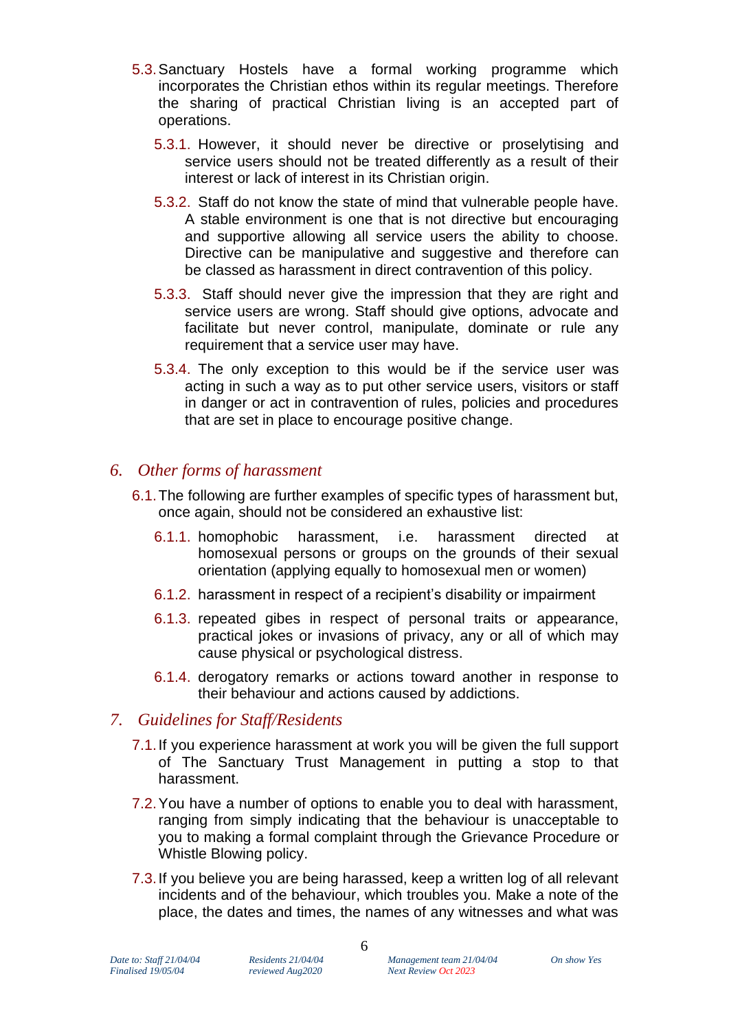5.3. Sanctuary Hostels have a formal working programme which incorporates the Christian ethos within its regular meetings. Therefore the sharing of practical Christian living is an accepted part of operations.

5.3.1. However, it should never be directive or proselytising and service users should not be treated differently as a result of their interest or lack of interest in its Christian origin.

5.3.2. Staff do not know the state of mind that vulnerable people have. A stable environment is one that is not directive but encouraging and supportive allowing all service users the ability to choose. Directive can be manipulative and suggestive and therefore can be classed as harassment in direct contravention of this policy.

5.3.3. Staff should never give the impression that they are right and service users are wrong. Staff should give options, advocate and facilitate but never control, manipulate, dominate or rule any requirement that a service user may have.

5.3.4. The only exception to this would be if the service user was acting in such a way as to put other service users, visitors or staff in danger or act in contravention of rules, policies and procedures that are set in place to encourage positive change.

## 6. *Other forms of harassment*

6.1. The following are further examples of specific types of harassment but, once again, should not be considered an exhaustive list:

6.1.1. homophobic harassment, i.e. harassment directed at homosexual persons or groups on the grounds of their sexual orientation (applying equally to homosexual men or women)

6.1.2. harassment in respect of a recipient's disability or impairment

6.1.3. repeated gibes in respect of personal traits or appearance, practical jokes or invasions of privacy, any or all of which may cause physical or psychological distress.

6.1.4. derogatory remarks or actions toward another in response to their behaviour and actions caused by addictions.

## 7. *Guidelines for Staff/Residents*

7.1. If you experience harassment at work you will be given the full support of The Sanctuary Trust Management in putting a stop to that harassment.

7.2. You have a number of options to enable you to deal with harassment, ranging from simply indicating that the behaviour is unacceptable to you to making a formal complaint through the Grievance Procedure or Whistle Blowing policy.

7.3. If you believe you are being harassed, keep a written log of all relevant incidents and of the behaviour, which troubles you. Make a note of the place, the dates and times, the names of any witnesses and what was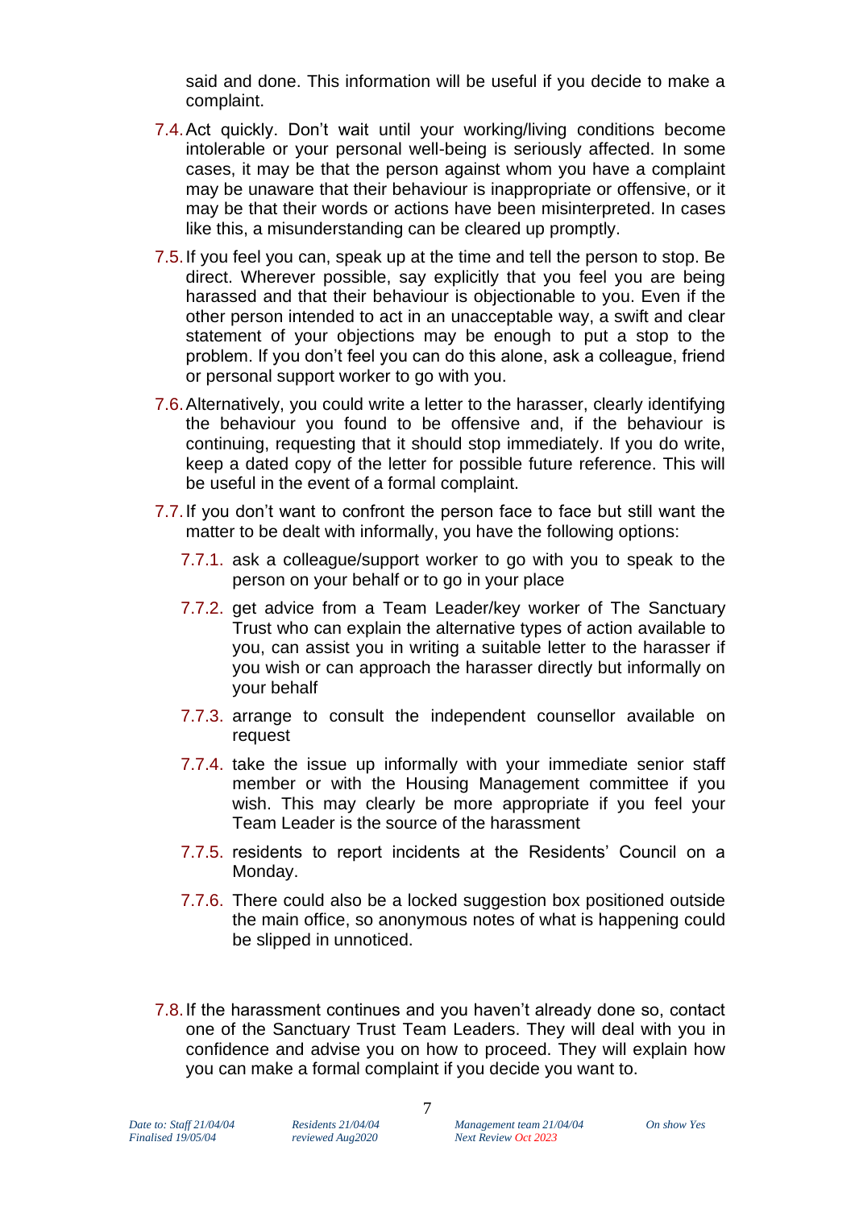said and done. This information will be useful if you decide to make a complaint.

7.4. Act quickly. Don't wait until your working/living conditions become intolerable or your personal well-being is seriously affected. In some cases, it may be that the person against whom you have a complaint may be unaware that their behaviour is inappropriate or offensive, or it may be that their words or actions have been misinterpreted. In cases like this, a misunderstanding can be cleared up promptly.

7.5. If you feel you can, speak up at the time and tell the person to stop. Be direct. Wherever possible, say explicitly that you feel you are being harassed and that their behaviour is objectionable to you. Even if the other person intended to act in an unacceptable way, a swift and clear statement of your objections may be enough to put a stop to the problem. If you don't feel you can do this alone, ask a colleague, friend or personal support worker to go with you.

7.6. Alternatively, you could write a letter to the harasser, clearly identifying the behaviour you found to be offensive and, if the behaviour is continuing, requesting that it should stop immediately. If you do write, keep a dated copy of the letter for possible future reference. This will be useful in the event of a formal complaint.

7.7. If you don't want to confront the person face to face but still want the matter to be dealt with informally, you have the following options:

   7.7.1. ask a colleague/support worker to go with you to speak to the person on your behalf or to go in your place

   7.7.2. get advice from a Team Leader/key worker of The Sanctuary Trust who can explain the alternative types of action available to you, can assist you in writing a suitable letter to the harasser if you wish or can approach the harasser directly but informally on your behalf

   7.7.3. arrange to consult the independent counsellor available on request

   7.7.4. take the issue up informally with your immediate senior staff member or with the Housing Management committee if you wish. This may clearly be more appropriate if you feel your Team Leader is the source of the harassment

   7.7.5. residents to report incidents at the Residents' Council on a Monday.

   7.7.6. There could also be a locked suggestion box positioned outside the main office, so anonymous notes of what is happening could be slipped in unnoticed.

7.8. If the harassment continues and you haven't already done so, contact one of the Sanctuary Trust Team Leaders. They will deal with you in confidence and advise you on how to proceed. They will explain how you can make a formal complaint if you decide you want to.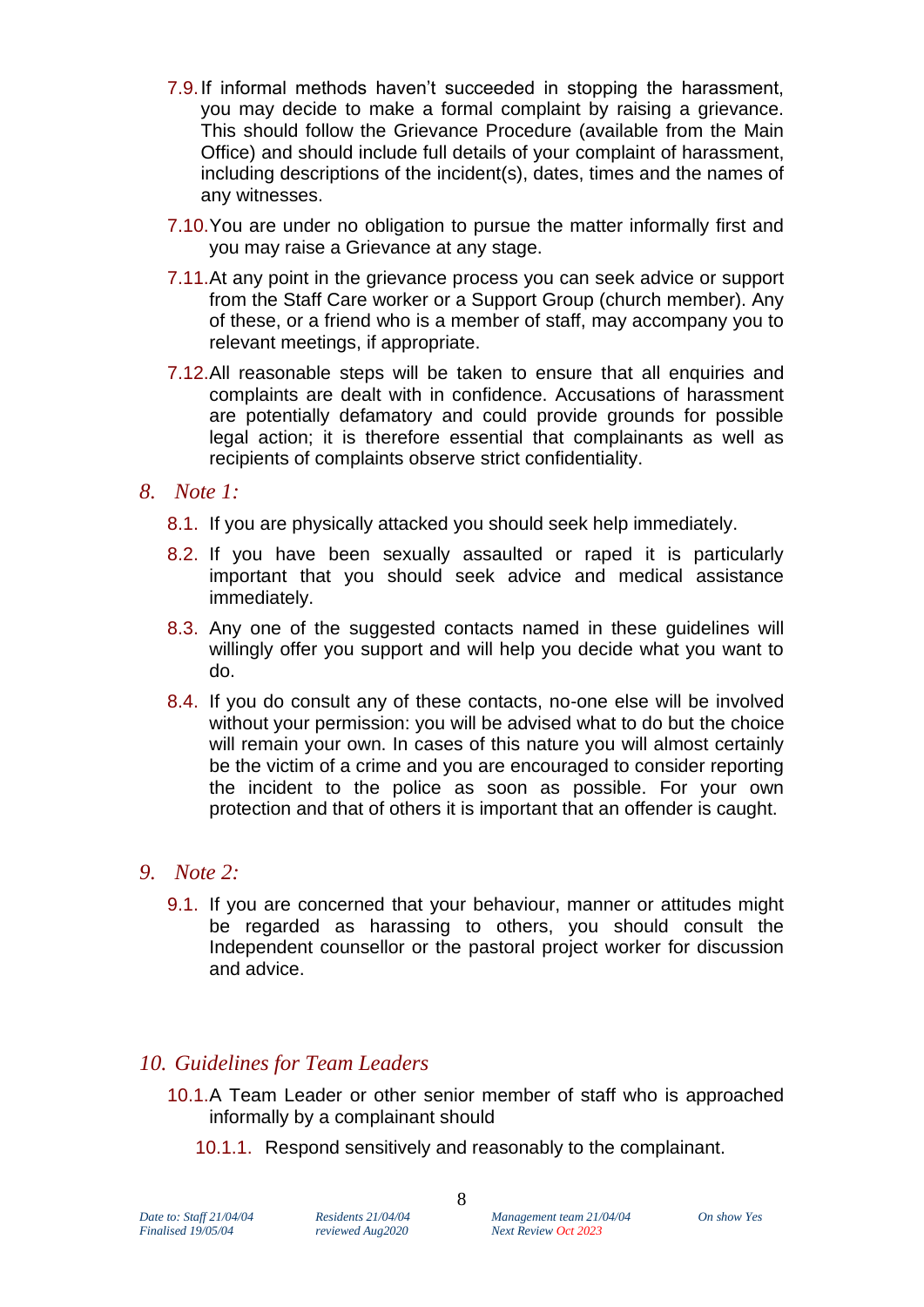7.9. If informal methods haven't succeeded in stopping the harassment, you may decide to make a formal complaint by raising a grievance. This should follow the Grievance Procedure (available from the Main Office) and should include full details of your complaint of harassment, including descriptions of the incident(s), dates, times and the names of any witnesses.

7.10. You are under no obligation to pursue the matter informally first and you may raise a Grievance at any stage.

7.11. At any point in the grievance process you can seek advice or support from the Staff Care worker or a Support Group (church member). Any of these, or a friend who is a member of staff, may accompany you to relevant meetings, if appropriate.

7.12. All reasonable steps will be taken to ensure that all enquiries and complaints are dealt with in confidence. Accusations of harassment are potentially defamatory and could provide grounds for possible legal action; it is therefore essential that complainants as well as recipients of complaints observe strict confidentiality.

## 8. *Note 1:*

8.1. If you are physically attacked you should seek help immediately.

8.2. If you have been sexually assaulted or raped it is particularly important that you should seek advice and medical assistance immediately.

8.3. Any one of the suggested contacts named in these guidelines will willingly offer you support and will help you decide what you want to do.

8.4. If you do consult any of these contacts, no-one else will be involved without your permission: you will be advised what to do but the choice will remain your own. In cases of this nature you will almost certainly be the victim of a crime and you are encouraged to consider reporting the incident to the police as soon as possible. For your own protection and that of others it is important that an offender is caught.

## 9. *Note 2:*

9.1. If you are concerned that your behaviour, manner or attitudes might be regarded as harassing to others, you should consult the Independent counsellor or the pastoral project worker for discussion and advice.

## 10. *Guidelines for Team Leaders*

10.1. A Team Leader or other senior member of staff who is approached informally by a complainant should

10.1.1. Respond sensitively and reasonably to the complainant.

*Date to: Staff 21/04/04 Finalised 19/05/04* *Residents 21/04/04 reviewed Aug2020* *Management team 21/04/04 Next Review Oct 2023* *On show Yes*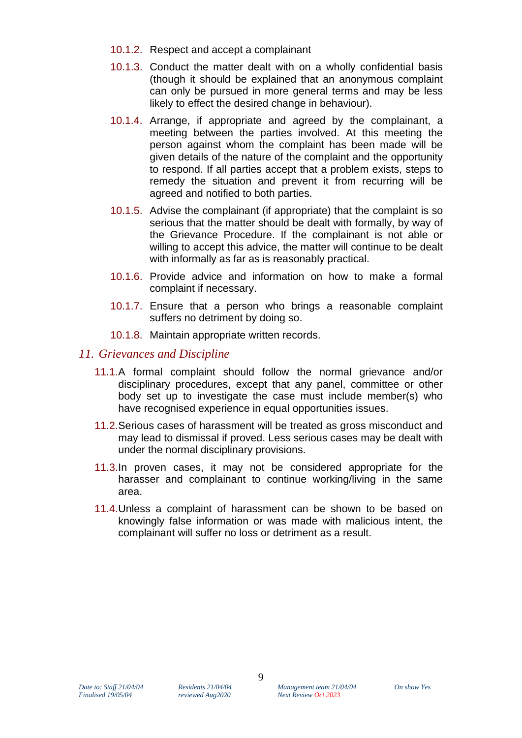10.1.2. Respect and accept a complainant

10.1.3. Conduct the matter dealt with on a wholly confidential basis (though it should be explained that an anonymous complaint can only be pursued in more general terms and may be less likely to effect the desired change in behaviour).

10.1.4. Arrange, if appropriate and agreed by the complainant, a meeting between the parties involved. At this meeting the person against whom the complaint has been made will be given details of the nature of the complaint and the opportunity to respond. If all parties accept that a problem exists, steps to remedy the situation and prevent it from recurring will be agreed and notified to both parties.

10.1.5. Advise the complainant (if appropriate) that the complaint is so serious that the matter should be dealt with formally, by way of the Grievance Procedure. If the complainant is not able or willing to accept this advice, the matter will continue to be dealt with informally as far as is reasonably practical.

10.1.6. Provide advice and information on how to make a formal complaint if necessary.

10.1.7. Ensure that a person who brings a reasonable complaint suffers no detriment by doing so.

10.1.8. Maintain appropriate written records.

## *11. Grievances and Discipline*

11.1. A formal complaint should follow the normal grievance and/or disciplinary procedures, except that any panel, committee or other body set up to investigate the case must include member(s) who have recognised experience in equal opportunities issues.

11.2. Serious cases of harassment will be treated as gross misconduct and may lead to dismissal if proved. Less serious cases may be dealt with under the normal disciplinary provisions.

11.3. In proven cases, it may not be considered appropriate for the harasser and complainant to continue working/living in the same area.

11.4. Unless a complaint of harassment can be shown to be based on knowingly false information or was made with malicious intent, the complainant will suffer no loss or detriment as a result.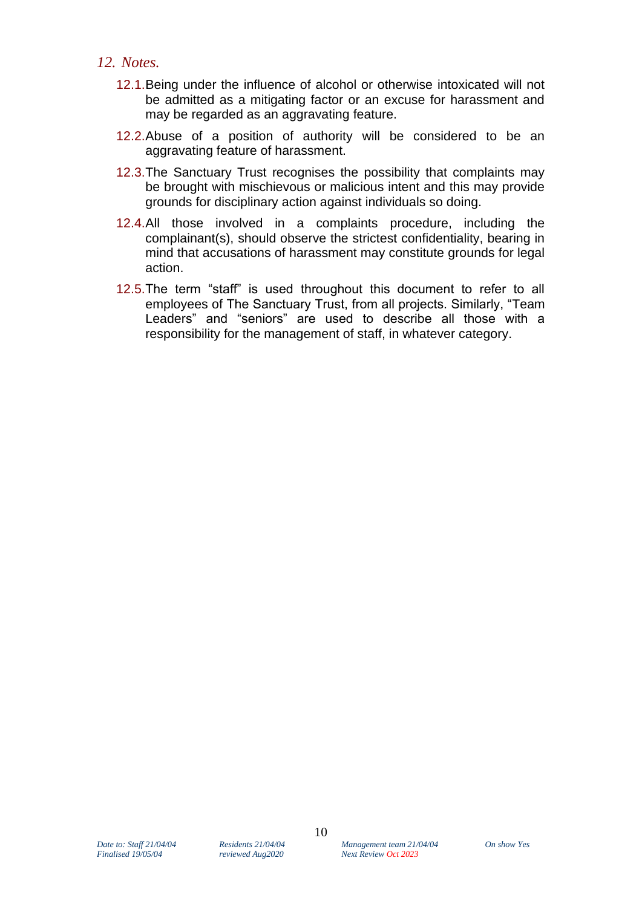## *12. Notes.*

12.1. Being under the influence of alcohol or otherwise intoxicated will not be admitted as a mitigating factor or an excuse for harassment and may be regarded as an aggravating feature.

12.2. Abuse of a position of authority will be considered to be an aggravating feature of harassment.

12.3. The Sanctuary Trust recognises the possibility that complaints may be brought with mischievous or malicious intent and this may provide grounds for disciplinary action against individuals so doing.

12.4. All those involved in a complaints procedure, including the complainant(s), should observe the strictest confidentiality, bearing in mind that accusations of harassment may constitute grounds for legal action.

12.5. The term "staff" is used throughout this document to refer to all employees of The Sanctuary Trust, from all projects. Similarly, "Team Leaders" and "seniors" are used to describe all those with a responsibility for the management of staff, in whatever category.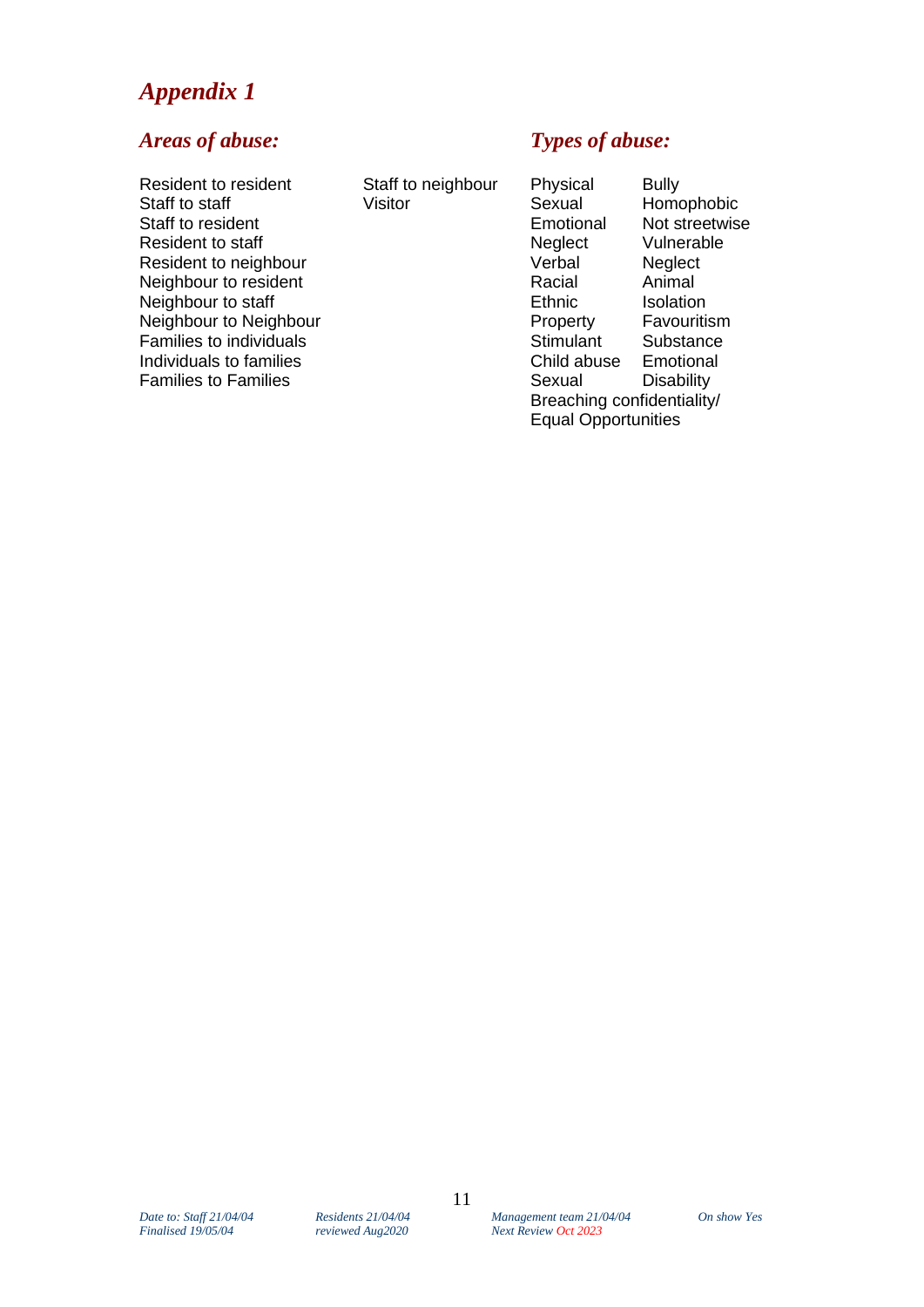# *Appendix 1*

## *Areas of abuse:*

Resident to resident
Staff to staff
Staff to resident
Resident to staff
Resident to neighbour
Neighbour to resident
Neighbour to staff
Neighbour to Neighbour
Families to individuals
Individuals to families
Families to Families
Staff to neighbour
Visitor

## *Types of abuse:*

| | |
|---|---|
| Physical | Bully |
| Sexual | Homophobic |
| Emotional | Not streetwise |
| Neglect | Vulnerable |
| Verbal | Neglect |
| Racial | Animal |
| Ethnic | Isolation |
| Property | Favouritism |
| Stimulant | Substance |
| Child abuse | Emotional |
| Sexual | Disability |

Breaching confidentiality/
Equal Opportunities

*Date to: Staff 21/04/04* *Residents 21/04/04* *Management team 21/04/04* *On show Yes*
*Finalised 19/05/04* *reviewed Aug2020* *Next Review Oct 2023*